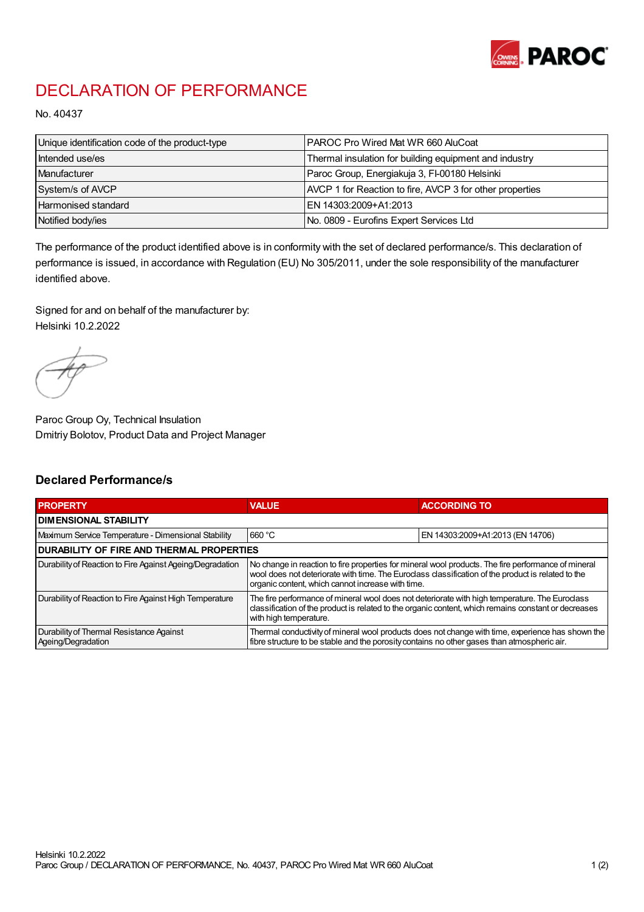# DECLARATION OF PERFORMANCE

No. 40437

| Unique identification code of the product-type | PAROC Pro Wired Mat WR 660 AluCoat |
|---|---|
| Intended use/es | Thermal insulation for building equipment and industry |
| Manufacturer | Paroc Group, Energiakuja 3, FI-00180 Helsinki |
| System/s of AVCP | AVCP 1 for Reaction to fire, AVCP 3 for other properties |
| Harmonised standard | EN 14303:2009+A1:2013 |
| Notified body/ies | No. 0809 - Eurofins Expert Services Ltd |

The performance of the product identified above is in conformity with the set of declared performance/s. This declaration of performance is issued, in accordance with Regulation (EU) No 305/2011, under the sole responsibility of the manufacturer identified above.

Signed for and on behalf of the manufacturer by:
Helsinki 10.2.2022

Paroc Group Oy, Technical Insulation
Dmitriy Bolotov, Product Data and Project Manager

## Declared Performance/s

| PROPERTY | VALUE | ACCORDING TO |
|---|---|---|
| **DIMENSIONAL STABILITY** | | |
| Maximum Service Temperature - Dimensional Stability | 660 °C | EN 14303:2009+A1:2013 (EN 14706) |
| **DURABILITY OF FIRE AND THERMAL PROPERTIES** | | |
| Durability of Reaction to Fire Against Ageing/Degradation | No change in reaction to fire properties for mineral wool products. The fire performance of mineral wool does not deteriorate with time. The Euroclass classification of the product is related to the organic content, which cannot increase with time. | |
| Durability of Reaction to Fire Against High Temperature | The fire performance of mineral wool does not deteriorate with high temperature. The Euroclass classification of the product is related to the organic content, which remains constant or decreases with high temperature. | |
| Durability of Thermal Resistance Against Ageing/Degradation | Thermal conductivity of mineral wool products does not change with time, experience has shown the fibre structure to be stable and the porosity contains no other gases than atmospheric air. | |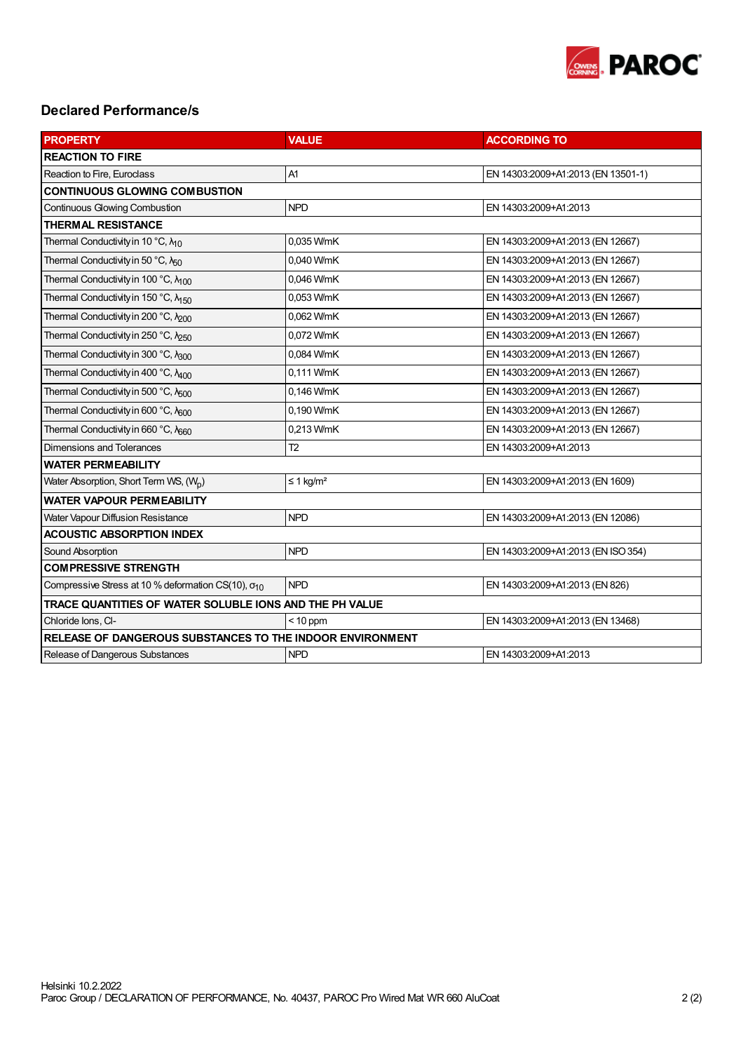## Declared Performance/s

| PROPERTY | VALUE | ACCORDING TO |
|---|---|---|
| **REACTION TO FIRE** | | |
| Reaction to Fire, Euroclass | A1 | EN 14303:2009+A1:2013 (EN 13501-1) |
| **CONTINUOUS GLOWING COMBUSTION** | | |
| Continuous Glowing Combustion | NPD | EN 14303:2009+A1:2013 |
| **THERMAL RESISTANCE** | | |
| Thermal Conductivity in 10 °C, $\lambda_{10}$ | 0,035 W/mK | EN 14303:2009+A1:2013 (EN 12667) |
| Thermal Conductivity in 50 °C, $\lambda_{50}$ | 0,040 W/mK | EN 14303:2009+A1:2013 (EN 12667) |
| Thermal Conductivity in 100 °C, $\lambda_{100}$ | 0,046 W/mK | EN 14303:2009+A1:2013 (EN 12667) |
| Thermal Conductivity in 150 °C, $\lambda_{150}$ | 0,053 W/mK | EN 14303:2009+A1:2013 (EN 12667) |
| Thermal Conductivity in 200 °C, $\lambda_{200}$ | 0,062 W/mK | EN 14303:2009+A1:2013 (EN 12667) |
| Thermal Conductivity in 250 °C, $\lambda_{250}$ | 0,072 W/mK | EN 14303:2009+A1:2013 (EN 12667) |
| Thermal Conductivity in 300 °C, $\lambda_{300}$ | 0,084 W/mK | EN 14303:2009+A1:2013 (EN 12667) |
| Thermal Conductivity in 400 °C, $\lambda_{400}$ | 0,111 W/mK | EN 14303:2009+A1:2013 (EN 12667) |
| Thermal Conductivity in 500 °C, $\lambda_{500}$ | 0,146 W/mK | EN 14303:2009+A1:2013 (EN 12667) |
| Thermal Conductivity in 600 °C, $\lambda_{600}$ | 0,190 W/mK | EN 14303:2009+A1:2013 (EN 12667) |
| Thermal Conductivity in 660 °C, $\lambda_{660}$ | 0,213 W/mK | EN 14303:2009+A1:2013 (EN 12667) |
| Dimensions and Tolerances | T2 | EN 14303:2009+A1:2013 |
| **WATER PERMEABILITY** | | |
| Water Absorption, Short Term WS, ($W_p$) | ≤ 1 kg/m² | EN 14303:2009+A1:2013 (EN 1609) |
| **WATER VAPOUR PERMEABILITY** | | |
| Water Vapour Diffusion Resistance | NPD | EN 14303:2009+A1:2013 (EN 12086) |
| **ACOUSTIC ABSORPTION INDEX** | | |
| Sound Absorption | NPD | EN 14303:2009+A1:2013 (EN ISO 354) |
| **COMPRESSIVE STRENGTH** | | |
| Compressive Stress at 10 % deformation CS(10), $\sigma_{10}$ | NPD | EN 14303:2009+A1:2013 (EN 826) |
| **TRACE QUANTITIES OF WATER SOLUBLE IONS AND THE PH VALUE** | | |
| Chloride Ions, Cl- | < 10 ppm | EN 14303:2009+A1:2013 (EN 13468) |
| **RELEASE OF DANGEROUS SUBSTANCES TO THE INDOOR ENVIRONMENT** | | |
| Release of Dangerous Substances | NPD | EN 14303:2009+A1:2013 |

Helsinki 10.2.2022
Paroc Group / DECLARATION OF PERFORMANCE, No. 40437, PAROC Pro Wired Mat WR 660 AluCoat